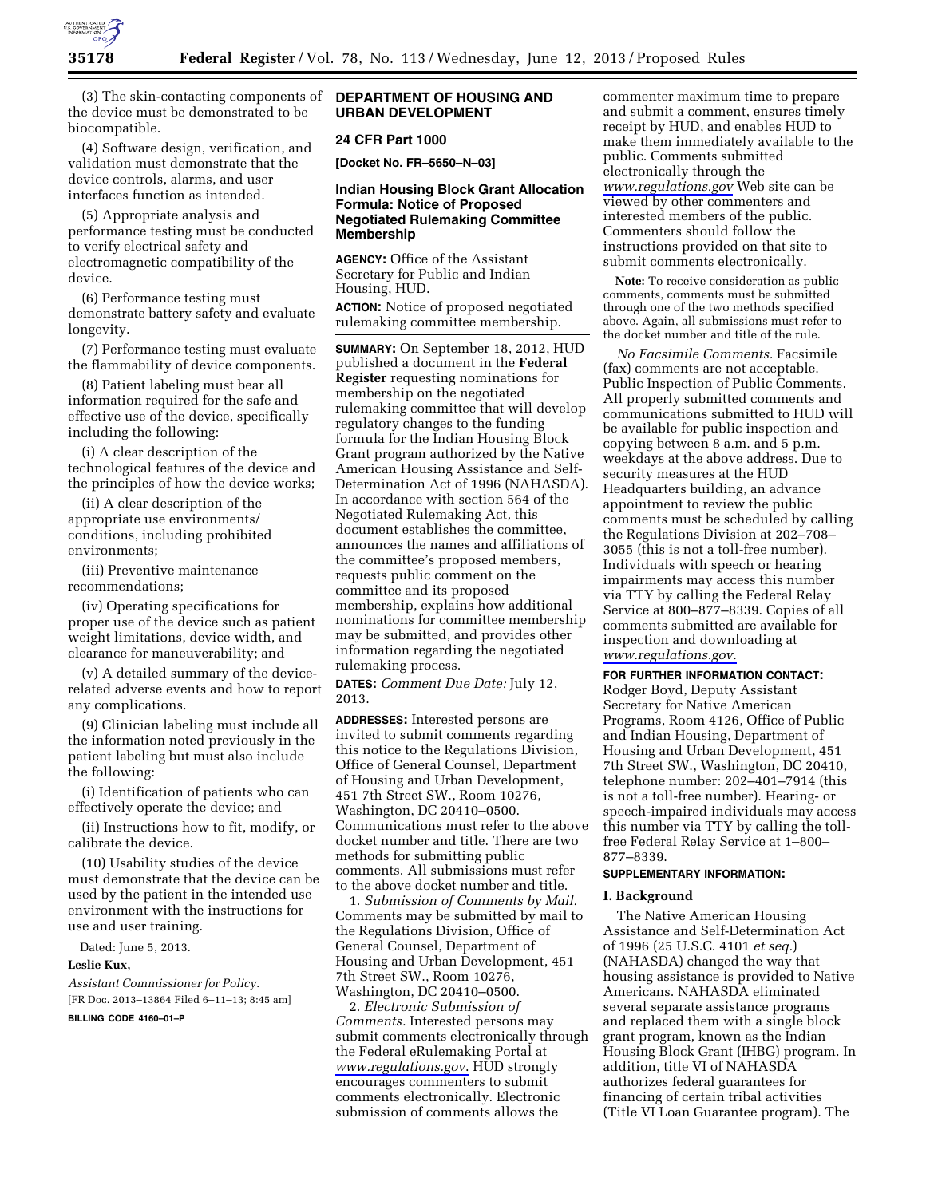(3) The skin-contacting components of the device must be demonstrated to be biocompatible.

(4) Software design, verification, and validation must demonstrate that the device controls, alarms, and user interfaces function as intended.

(5) Appropriate analysis and performance testing must be conducted to verify electrical safety and electromagnetic compatibility of the device.

(6) Performance testing must demonstrate battery safety and evaluate longevity.

(7) Performance testing must evaluate the flammability of device components.

(8) Patient labeling must bear all information required for the safe and effective use of the device, specifically including the following:

(i) A clear description of the technological features of the device and the principles of how the device works;

(ii) A clear description of the appropriate use environments/conditions, including prohibited environments;

(iii) Preventive maintenance recommendations;

(iv) Operating specifications for proper use of the device such as patient weight limitations, device width, and clearance for maneuverability; and

(v) A detailed summary of the device-related adverse events and how to report any complications.

(9) Clinician labeling must include all the information noted previously in the patient labeling but must also include the following:

(i) Identification of patients who can effectively operate the device; and

(ii) Instructions how to fit, modify, or calibrate the device.

(10) Usability studies of the device must demonstrate that the device can be used by the patient in the intended use environment with the instructions for use and user training.

Dated: June 5, 2013.

**Leslie Kux,**

*Assistant Commissioner for Policy.*

[FR Doc. 2013–13864 Filed 6–11–13; 8:45 am]

**BILLING CODE 4160–01–P**

---

**DEPARTMENT OF HOUSING AND URBAN DEVELOPMENT**

**24 CFR Part 1000**

**[Docket No. FR–5650–N–03]**

## Indian Housing Block Grant Allocation Formula: Notice of Proposed Negotiated Rulemaking Committee Membership

**AGENCY:** Office of the Assistant Secretary for Public and Indian Housing, HUD.

**ACTION:** Notice of proposed negotiated rulemaking committee membership.

**SUMMARY:** On September 18, 2012, HUD published a document in the **Federal Register** requesting nominations for membership on the negotiated rulemaking committee that will develop regulatory changes to the funding formula for the Indian Housing Block Grant program authorized by the Native American Housing Assistance and Self-Determination Act of 1996 (NAHASDA). In accordance with section 564 of the Negotiated Rulemaking Act, this document establishes the committee, announces the names and affiliations of the committee's proposed members, requests public comment on the committee and its proposed membership, explains how additional nominations for committee membership may be submitted, and provides other information regarding the negotiated rulemaking process.

**DATES:** *Comment Due Date:* July 12, 2013.

**ADDRESSES:** Interested persons are invited to submit comments regarding this notice to the Regulations Division, Office of General Counsel, Department of Housing and Urban Development, 451 7th Street SW., Room 10276, Washington, DC 20410–0500. Communications must refer to the above docket number and title. There are two methods for submitting public comments. All submissions must refer to the above docket number and title.

1. *Submission of Comments by Mail.* Comments may be submitted by mail to the Regulations Division, Office of General Counsel, Department of Housing and Urban Development, 451 7th Street SW., Room 10276, Washington, DC 20410–0500.

2. *Electronic Submission of Comments.* Interested persons may submit comments electronically through the Federal eRulemaking Portal at *www.regulations.gov.* HUD strongly encourages commenters to submit comments electronically. Electronic submission of comments allows the commenter maximum time to prepare and submit a comment, ensures timely receipt by HUD, and enables HUD to make them immediately available to the public. Comments submitted electronically through the *www.regulations.gov* Web site can be viewed by other commenters and interested members of the public. Commenters should follow the instructions provided on that site to submit comments electronically.

**Note:** To receive consideration as public comments, comments must be submitted through one of the two methods specified above. Again, all submissions must refer to the docket number and title of the rule.

*No Facsimile Comments.* Facsimile (fax) comments are not acceptable. Public Inspection of Public Comments. All properly submitted comments and communications submitted to HUD will be available for public inspection and copying between 8 a.m. and 5 p.m. weekdays at the above address. Due to security measures at the HUD Headquarters building, an advance appointment to review the public comments must be scheduled by calling the Regulations Division at 202–708–3055 (this is not a toll-free number). Individuals with speech or hearing impairments may access this number via TTY by calling the Federal Relay Service at 800–877–8339. Copies of all comments submitted are available for inspection and downloading at *www.regulations.gov.*

**FOR FURTHER INFORMATION CONTACT:** Rodger Boyd, Deputy Assistant Secretary for Native American Programs, Room 4126, Office of Public and Indian Housing, Department of Housing and Urban Development, 451 7th Street SW., Washington, DC 20410, telephone number: 202–401–7914 (this is not a toll-free number). Hearing- or speech-impaired individuals may access this number via TTY by calling the toll-free Federal Relay Service at 1–800–877–8339.

**SUPPLEMENTARY INFORMATION:**

### I. Background

The Native American Housing Assistance and Self-Determination Act of 1996 (25 U.S.C. 4101 *et seq.*) (NAHASDA) changed the way that housing assistance is provided to Native Americans. NAHASDA eliminated several separate assistance programs and replaced them with a single block grant program, known as the Indian Housing Block Grant (IHBG) program. In addition, title VI of NAHASDA authorizes federal guarantees for financing of certain tribal activities (Title VI Loan Guarantee program). The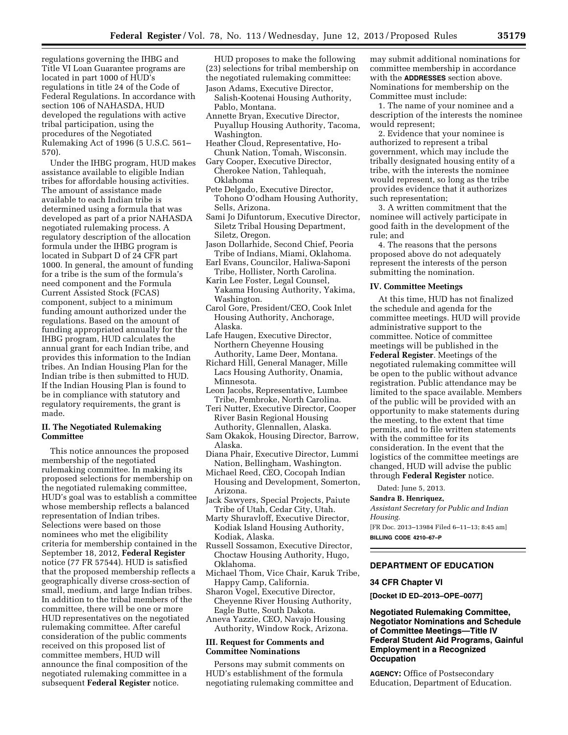regulations governing the IHBG and Title VI Loan Guarantee programs are located in part 1000 of HUD's regulations in title 24 of the Code of Federal Regulations. In accordance with section 106 of NAHASDA, HUD developed the regulations with active tribal participation, using the procedures of the Negotiated Rulemaking Act of 1996 (5 U.S.C. 561–570).

Under the IHBG program, HUD makes assistance available to eligible Indian tribes for affordable housing activities. The amount of assistance made available to each Indian tribe is determined using a formula that was developed as part of a prior NAHASDA negotiated rulemaking process. A regulatory description of the allocation formula under the IHBG program is located in Subpart D of 24 CFR part 1000. In general, the amount of funding for a tribe is the sum of the formula's need component and the Formula Current Assisted Stock (FCAS) component, subject to a minimum funding amount authorized under the regulations. Based on the amount of funding appropriated annually for the IHBG program, HUD calculates the annual grant for each Indian tribe, and provides this information to the Indian tribes. An Indian Housing Plan for the Indian tribe is then submitted to HUD. If the Indian Housing Plan is found to be in compliance with statutory and regulatory requirements, the grant is made.

## II. The Negotiated Rulemaking Committee

This notice announces the proposed membership of the negotiated rulemaking committee. In making its proposed selections for membership on the negotiated rulemaking committee, HUD's goal was to establish a committee whose membership reflects a balanced representation of Indian tribes. Selections were based on those nominees who met the eligibility criteria for membership contained in the September 18, 2012, **Federal Register** notice (77 FR 57544). HUD is satisfied that the proposed membership reflects a geographically diverse cross-section of small, medium, and large Indian tribes. In addition to the tribal members of the committee, there will be one or more HUD representatives on the negotiated rulemaking committee. After careful consideration of the public comments received on this proposed list of committee members, HUD will announce the final composition of the negotiated rulemaking committee in a subsequent **Federal Register** notice.

HUD proposes to make the following (23) selections for tribal membership on the negotiated rulemaking committee:

Jason Adams, Executive Director, Salish-Kootenai Housing Authority, Pablo, Montana.
Annette Bryan, Executive Director, Puyallup Housing Authority, Tacoma, Washington.
Heather Cloud, Representative, Ho-Chunk Nation, Tomah, Wisconsin.
Gary Cooper, Executive Director, Cherokee Nation, Tahlequah, Oklahoma
Pete Delgado, Executive Director, Tohono O'odham Housing Authority, Sells, Arizona.
Sami Jo Difuntorum, Executive Director, Siletz Tribal Housing Department, Siletz, Oregon.
Jason Dollarhide, Second Chief, Peoria Tribe of Indians, Miami, Oklahoma.
Earl Evans, Councilor, Haliwa-Saponi Tribe, Hollister, North Carolina.
Karin Lee Foster, Legal Counsel, Yakama Housing Authority, Yakima, Washington.
Carol Gore, President/CEO, Cook Inlet Housing Authority, Anchorage, Alaska.
Lafe Haugen, Executive Director, Northern Cheyenne Housing Authority, Lame Deer, Montana.
Richard Hill, General Manager, Mille Lacs Housing Authority, Onamia, Minnesota.
Leon Jacobs, Representative, Lumbee Tribe, Pembroke, North Carolina.
Teri Nutter, Executive Director, Cooper River Basin Regional Housing Authority, Glennallen, Alaska.
Sam Okakok, Housing Director, Barrow, Alaska.
Diana Phair, Executive Director, Lummi Nation, Bellingham, Washington.
Michael Reed, CEO, Cocopah Indian Housing and Development, Somerton, Arizona.
Jack Sawyers, Special Projects, Paiute Tribe of Utah, Cedar City, Utah.
Marty Shuravloff, Executive Director, Kodiak Island Housing Authority, Kodiak, Alaska.
Russell Sossamon, Executive Director, Choctaw Housing Authority, Hugo, Oklahoma.
Michael Thom, Vice Chair, Karuk Tribe, Happy Camp, California.
Sharon Vogel, Executive Director, Cheyenne River Housing Authority, Eagle Butte, South Dakota.
Aneva Yazzie, CEO, Navajo Housing Authority, Window Rock, Arizona.

## III. Request for Comments and Committee Nominations

Persons may submit comments on HUD's establishment of the formula negotiating rulemaking committee and may submit additional nominations for committee membership in accordance with the **ADDRESSES** section above. Nominations for membership on the Committee must include:

1. The name of your nominee and a description of the interests the nominee would represent;
2. Evidence that your nominee is authorized to represent a tribal government, which may include the tribally designated housing entity of a tribe, with the interests the nominee would represent, so long as the tribe provides evidence that it authorizes such representation;
3. A written commitment that the nominee will actively participate in good faith in the development of the rule; and
4. The reasons that the persons proposed above do not adequately represent the interests of the person submitting the nomination.

## IV. Committee Meetings

At this time, HUD has not finalized the schedule and agenda for the committee meetings. HUD will provide administrative support to the committee. Notice of committee meetings will be published in the **Federal Register**. Meetings of the negotiated rulemaking committee will be open to the public without advance registration. Public attendance may be limited to the space available. Members of the public will be provided with an opportunity to make statements during the meeting, to the extent that time permits, and to file written statements with the committee for its consideration. In the event that the logistics of the committee meetings are changed, HUD will advise the public through **Federal Register** notice.

Dated: June 5, 2013.

**Sandra B. Henriquez,**

*Assistant Secretary for Public and Indian Housing.*

[FR Doc. 2013–13984 Filed 6–11–13; 8:45 am]

**BILLING CODE 4210–67–P**

# DEPARTMENT OF EDUCATION

## 34 CFR Chapter VI

**[Docket ID ED–2013–OPE–0077]**

## Negotiated Rulemaking Committee, Negotiator Nominations and Schedule of Committee Meetings—Title IV Federal Student Aid Programs, Gainful Employment in a Recognized Occupation

**AGENCY:** Office of Postsecondary Education, Department of Education.